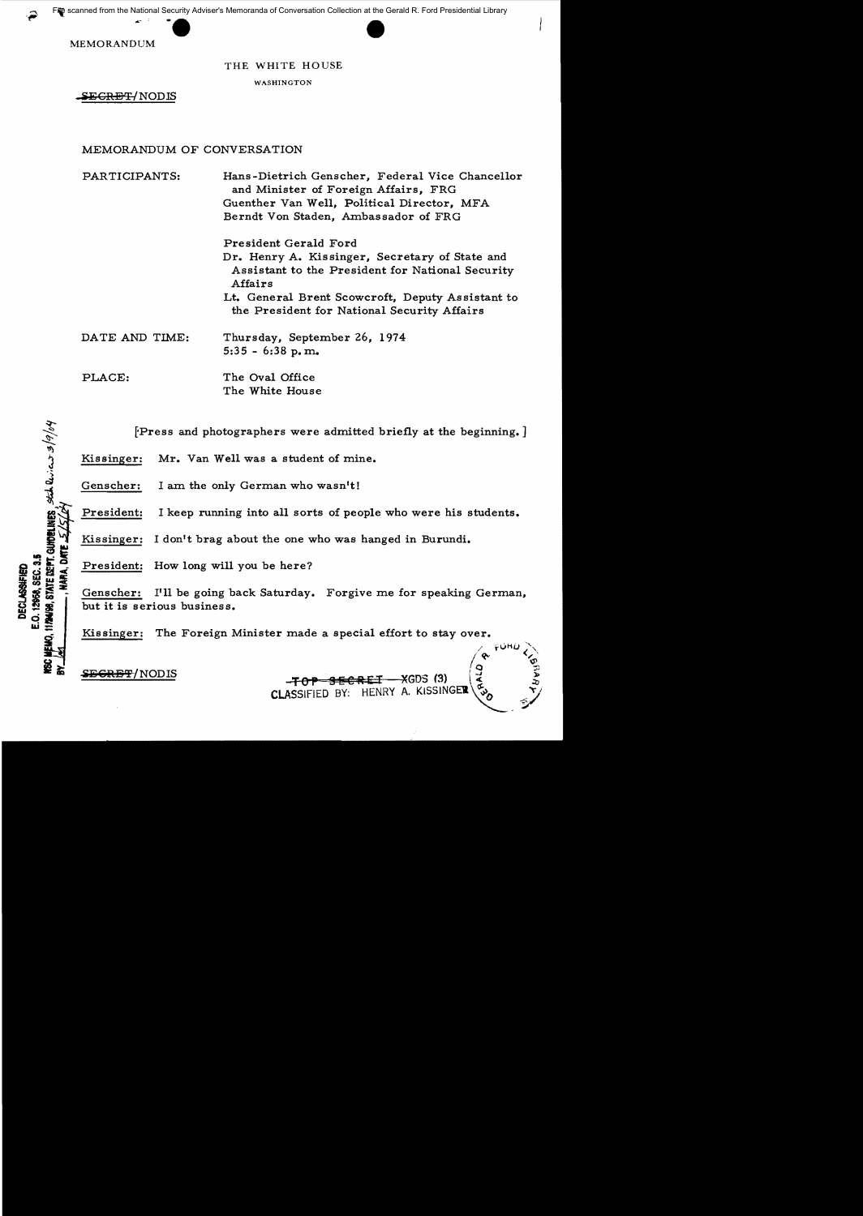MEMORANDUM

THE WHITE HOUSE

WASHINGTON

SECRET/NODIS

MEMORANDUM OF CONVERSATION

PARTICIPANTS: Hans-Dietrich Genscher, Federal Vice Chancellor and Minister of Foreign Affairs, FRG
Guenther Van Well, Political Director, MFA
Berndt Von Staden, Ambassador of FRG

President Gerald Ford
Dr. Henry A. Kissinger, Secretary of State and Assistant to the President for National Security Affairs
Lt. General Brent Scowcroft, Deputy Assistant to the President for National Security Affairs

DATE AND TIME: Thursday, September 26, 1974
5:35 - 6:38 p.m.

PLACE: The Oval Office
The White House

[Press and photographers were admitted briefly at the beginning.]

Kissinger: Mr. Van Well was a student of mine.

Genscher: I am the only German who wasn't!

President: I keep running into all sorts of people who were his students.

Kissinger: I don't brag about the one who was hanged in Burundi.

President: How long will you be here?

Genscher: I'll be going back Saturday. Forgive me for speaking German, but it is serious business.

Kissinger: The Foreign Minister made a special effort to stay over.

SECRET/NODIS

TOP SECRET — XGDS (3)
CLASSIFIED BY: HENRY A. KISSINGER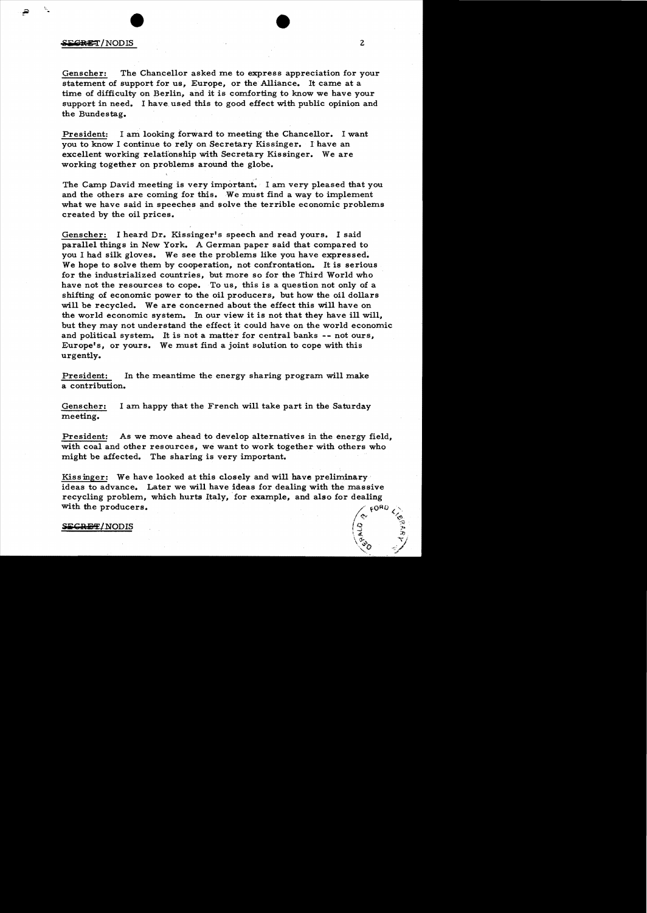Genscher: The Chancellor asked me to express appreciation for your statement of support for us, Europe, or the Alliance. It came at a time of difficulty on Berlin, and it is comforting to know we have your support in need. I have used this to good effect with public opinion and the Bundestag.

President: I am looking forward to meeting the Chancellor. I want you to know I continue to rely on Secretary Kissinger. I have an excellent working relationship with Secretary Kissinger. We are working together on problems around the globe.

The Camp David meeting is very important. I am very pleased that you and the others are coming for this. We must find a way to implement what we have said in speeches and solve the terrible economic problems created by the oil prices.

Genscher: I heard Dr. Kissinger's speech and read yours. I said parallel things in New York. A German paper said that compared to you I had silk gloves. We see the problems like you have expressed. We hope to solve them by cooperation, not confrontation. It is serious for the industrialized countries, but more so for the Third World who have not the resources to cope. To us, this is a question not only of a shifting of economic power to the oil producers, but how the oil dollars will be recycled. We are concerned about the effect this will have on the world economic system. In our view it is not that they have ill will, but they may not understand the effect it could have on the world economic and political system. It is not a matter for central banks -- not ours, Europe's, or yours. We must find a joint solution to cope with this urgently.

President: In the meantime the energy sharing program will make a contribution.

Genscher: I am happy that the French will take part in the Saturday meeting.

President: As we move ahead to develop alternatives in the energy field, with coal and other resources, we want to work together with others who might be affected. The sharing is very important.

Kissinger: We have looked at this closely and will have preliminary ideas to advance. Later we will have ideas for dealing with the massive recycling problem, which hurts Italy, for example, and also for dealing with the producers.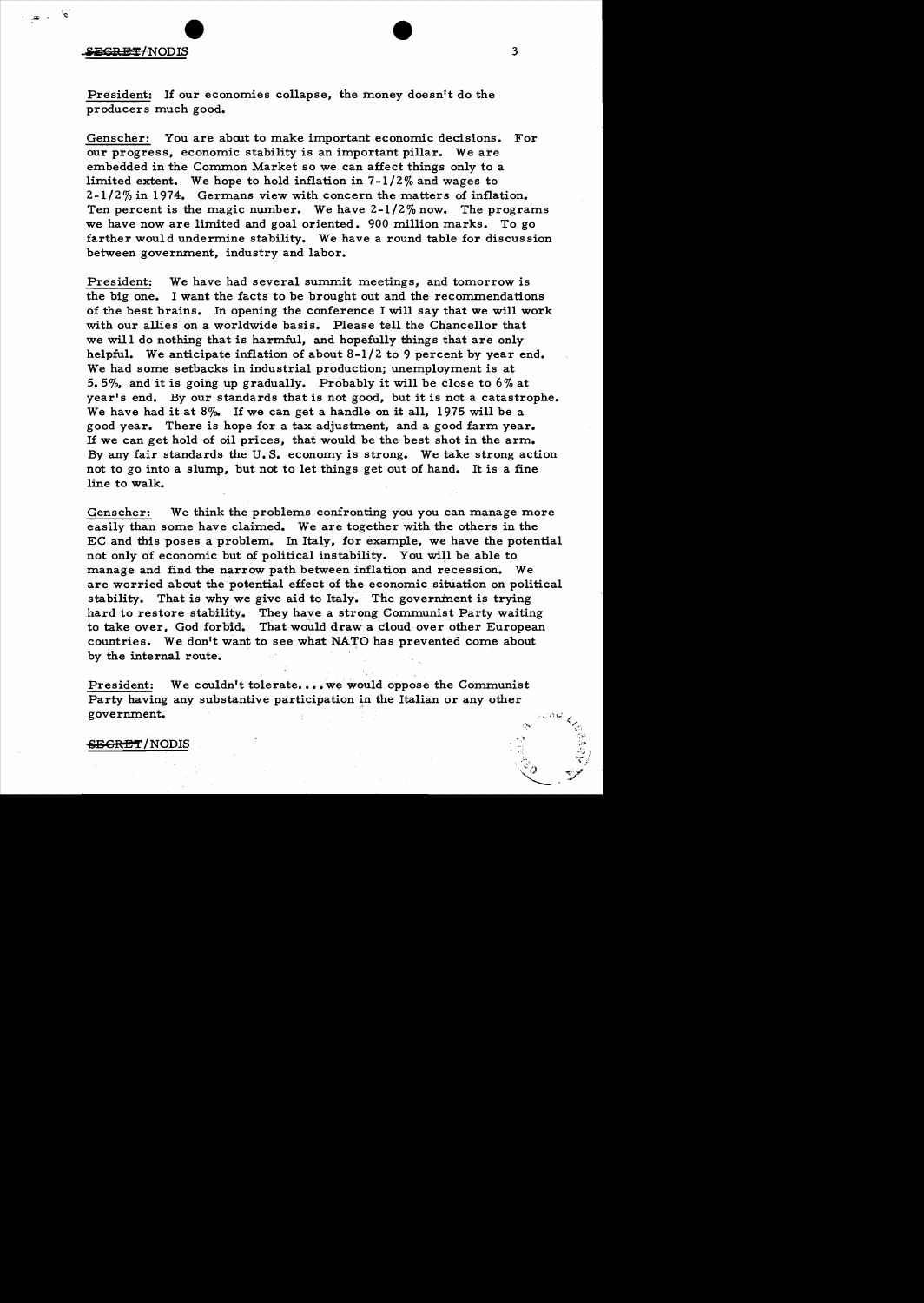President: If our economies collapse, the money doesn't do the producers much good.

Genscher: You are about to make important economic decisions. For our progress, economic stability is an important pillar. We are embedded in the Common Market so we can affect things only to a limited extent. We hope to hold inflation in 7-1/2% and wages to 2-1/2% in 1974. Germans view with concern the matters of inflation. Ten percent is the magic number. We have 2-1/2% now. The programs we have now are limited and goal oriented. 900 million marks. To go farther would undermine stability. We have a round table for discussion between government, industry and labor.

President: We have had several summit meetings, and tomorrow is the big one. I want the facts to be brought out and the recommendations of the best brains. In opening the conference I will say that we will work with our allies on a worldwide basis. Please tell the Chancellor that we will do nothing that is harmful, and hopefully things that are only helpful. We anticipate inflation of about 8-1/2 to 9 percent by year end. We had some setbacks in industrial production; unemployment is at 5.5%, and it is going up gradually. Probably it will be close to 6% at year's end. By our standards that is not good, but it is not a catastrophe. We have had it at 8%. If we can get a handle on it all, 1975 will be a good year. There is hope for a tax adjustment, and a good farm year. If we can get hold of oil prices, that would be the best shot in the arm. By any fair standards the U.S. economy is strong. We take strong action not to go into a slump, but not to let things get out of hand. It is a fine line to walk.

Genscher: We think the problems confronting you you can manage more easily than some have claimed. We are together with the others in the EC and this poses a problem. In Italy, for example, we have the potential not only of economic but of political instability. You will be able to manage and find the narrow path between inflation and recession. We are worried about the potential effect of the economic situation on political stability. That is why we give aid to Italy. The government is trying hard to restore stability. They have a strong Communist Party waiting to take over, God forbid. That would draw a cloud over other European countries. We don't want to see what NATO has prevented come about by the internal route.

President: We couldn't tolerate.... we would oppose the Communist Party having any substantive participation in the Italian or any other government.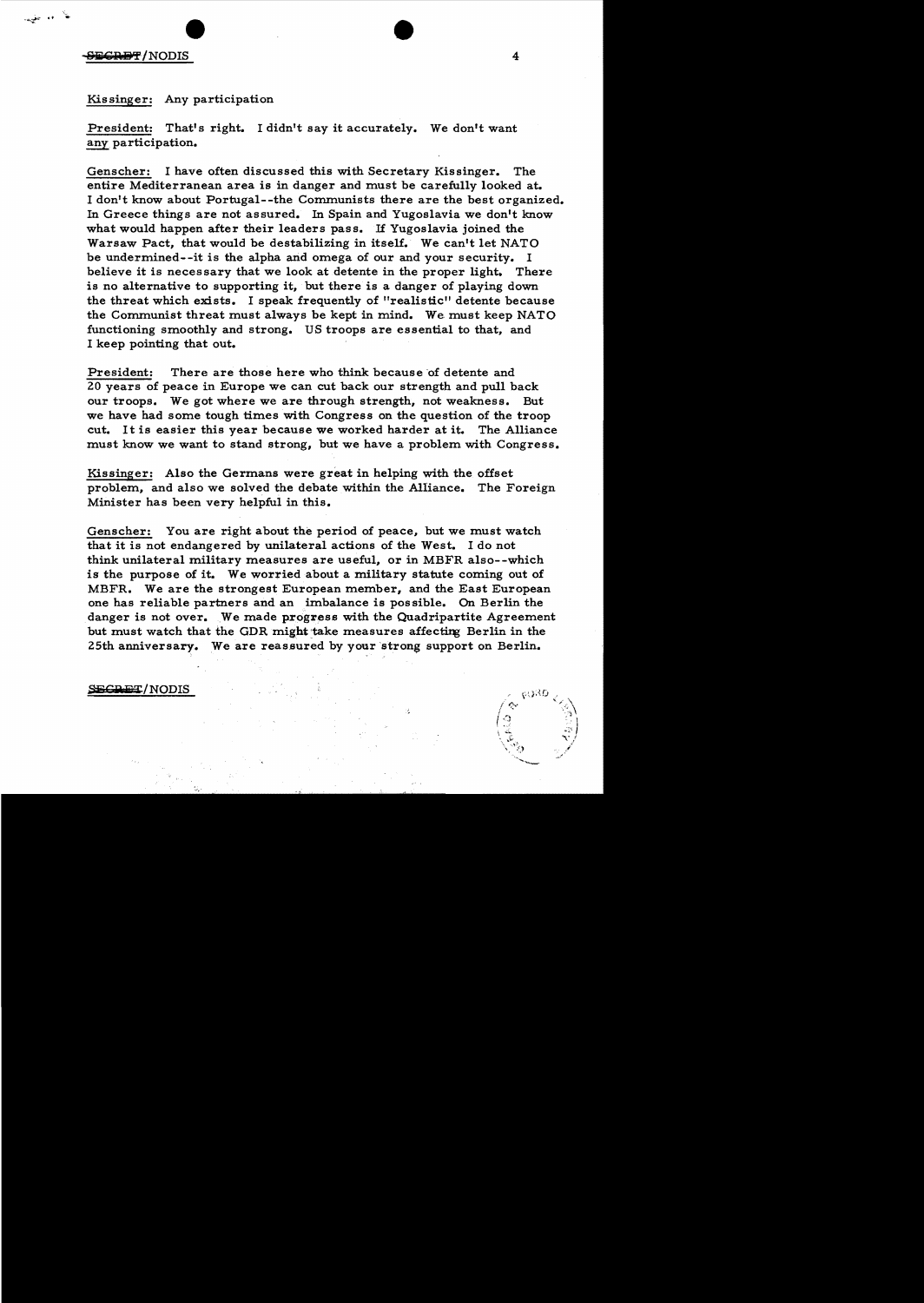Kissinger: Any participation

President: That's right. I didn't say it accurately. We don't want any participation.

Genscher: I have often discussed this with Secretary Kissinger. The entire Mediterranean area is in danger and must be carefully looked at. I don't know about Portugal--the Communists there are the best organized. In Greece things are not assured. In Spain and Yugoslavia we don't know what would happen after their leaders pass. If Yugoslavia joined the Warsaw Pact, that would be destabilizing in itself. We can't let NATO be undermined--it is the alpha and omega of our and your security. I believe it is necessary that we look at detente in the proper light. There is no alternative to supporting it, but there is a danger of playing down the threat which exists. I speak frequently of "realistic" detente because the Communist threat must always be kept in mind. We must keep NATO functioning smoothly and strong. US troops are essential to that, and I keep pointing that out.

President: There are those here who think because of detente and 20 years of peace in Europe we can cut back our strength and pull back our troops. We got where we are through strength, not weakness. But we have had some tough times with Congress on the question of the troop cut. It is easier this year because we worked harder at it. The Alliance must know we want to stand strong, but we have a problem with Congress.

Kissinger: Also the Germans were great in helping with the offset problem, and also we solved the debate within the Alliance. The Foreign Minister has been very helpful in this.

Genscher: You are right about the period of peace, but we must watch that it is not endangered by unilateral actions of the West. I do not think unilateral military measures are useful, or in MBFR also--which is the purpose of it. We worried about a military statute coming out of MBFR. We are the strongest European member, and the East European one has reliable partners and an imbalance is possible. On Berlin the danger is not over. We made progress with the Quadripartite Agreement but must watch that the GDR might take measures affecting Berlin in the 25th anniversary. We are reassured by your strong support on Berlin.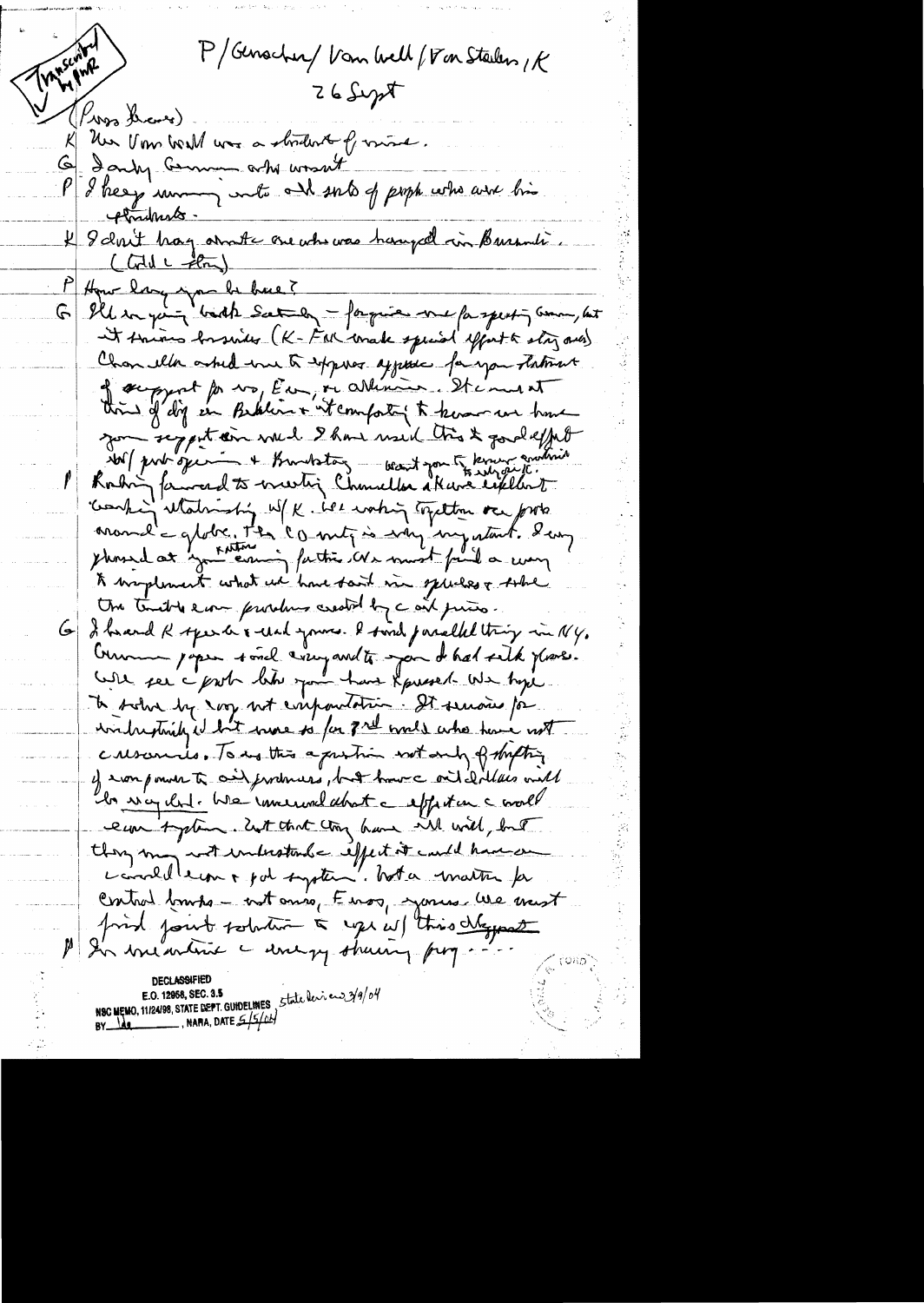Transcribed by [illegible]

P/Genscher/Van Well/Von Staden/K

26 Sept

(Press leaves)

K Mr. Van Well was a student of mine.

G Only German who wasn't.

P I keep running into all sorts of people who were his students.

K I don't brag about the one who was hanged in Burundi. (told the story)

P How long you be here?

G I'll be going back Saturday – forgive me for speaking German, but it moves business (K–FM made special effort to stay awhile). Chancellor asked me to express appreciation for your statement of support for us, Econ, re Alliance. It came at time of dif in Berlin & it comforting to know we have your support in need. I have used this to good effect with public opinion & Bundestag — want you to know it very much.

P Nothing forward to meeting Chancellor. Have excellent working relationship w/ K. We working together all parts around the globe. The EC unity is very important. I was pleased at your recent [illegible] factor. We must find a way to implement what we have said in speeches & solve the trouble econ problems created by the oil prices.

G I heard K speech & read yours. I find parallel thing in NY. German paper said everyone to you & had talk of yours. We see the prob like you have expressed. We hope to solve by coop not confrontation. It serious for industrialized but more so for 3rd world who have not resources. To us this a question not only of shifting of econ power to oil producers, but how the oil dollars will be recycled. We concerned about the effect on the world econ system. Not that they have ill will, but they may not understand the effect it could have on world econ & pol system. Not a matter for central banks – not ours, Euros, yours. We must find joint solution to cope w/ this [illegible]

P In meantime the energy sharing prog - - -

DECLASSIFIED
E.O. 12958, SEC. 3.5
NSC MEMO, 11/24/98, STATE DEPT. GUIDELINES State Review 3/9/04
BY [illegible], NARA, DATE 5/5/04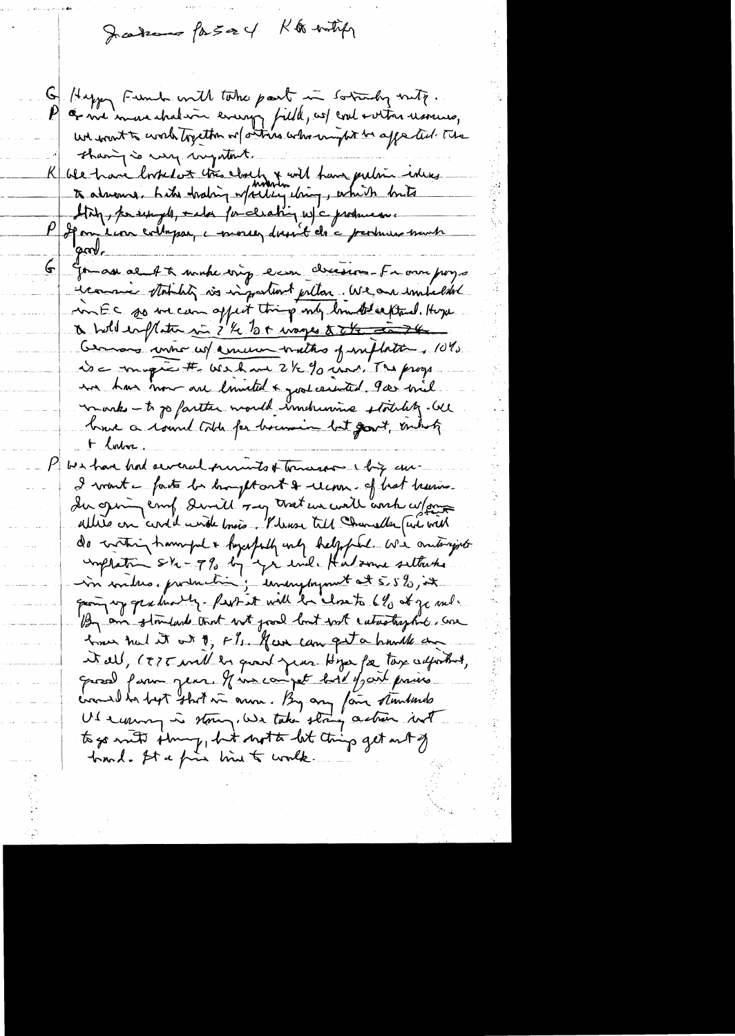Jackson [fa 5 a 4] K to notify

G Happy Frank will take part in Saturday mtg.

P As we move ahead in every field, w/ coal + other resources, we want to work together w/ others who might be affected. The sharing is very important.

K We have looked at this closely + will have problem ideas to announce. Like dealing w/ similar thing, which hits Italy, for example, + also for dealing w/ c producers.

P If an econ collapse, c money doesn't do c producers much good.

G You are about to make big econ decisions. For our purposes economic stability is important pillar. We are imbedded in EC so we can affect things only limited extent. Hope to hold inflation in 7 1/2 but wages 8 1/2 ~~...~~. Germans wince w/ any mention of inflation. 10% is a magic #. We have 2 1/2 % unemp. The progs we have now are limited + goal oriented. 9 bil marks — to go farther would undermine stability. We have a round table for business but govt, industry + labor.

P We have had several summits + Treasury + big conf. I want c facts be brought out + recomm. of best brains. In opening conf I will say that we will work w/ our allies on world-wide basis. Please tell Chancellor [we will] do nothing harmful + hopefully only helpful. We anticipate inflation 5 1/2 - 7% by yr end. Had some setbacks in indus. production; unemployment at 5.5%, it going up gradually. Prob it will be close to 6% at yr end. By our standards that not good but not catastrophic. We have had it at 8, 7%. If we can get a handle on it all, '75 will be good year. Hope for tax adjustment, good farm year. If we can get hold of grain prices would be best shot in arm. By any fair standards US economy is strong. We take strong action not to go into slump, but not to let things get out of hand. It a fine line to walk.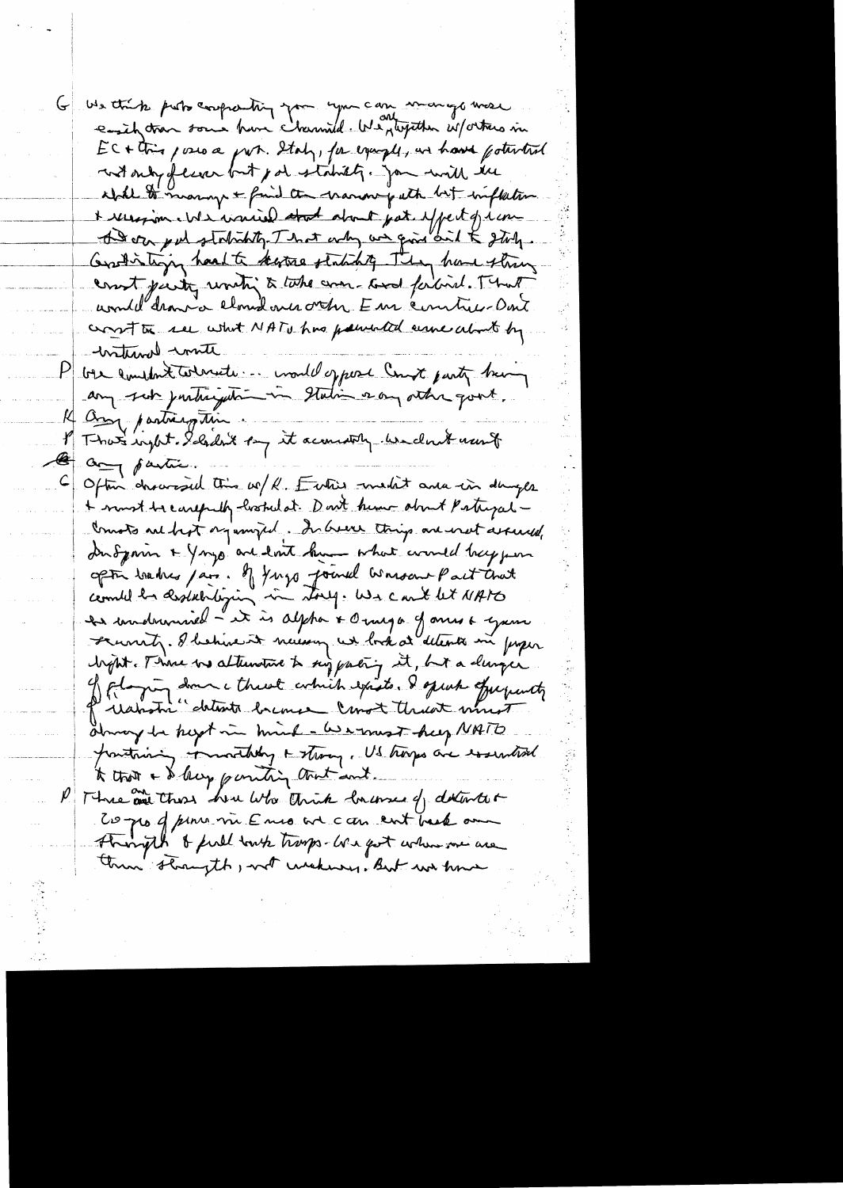G We think Porto cooperating you can manage more easily than some Chancellors. We, together and w/others in EC + this [area] a [part]. Italy, for example, we have potential not only of [lever] but [of] stability. You will see [whether] [it] manages + find the narrow path but inflation + recession. We worried about [about] [pot.] effect of [com] [that] on [pol] stability. That only one [going] [did] to Italy. [Constituting] [hard] to restore stability. They have strong Const party wanting to take over - [and] forbid. That would draw a cloud over other Eur countries - Don't want to see what NATO has [prevented] come about by internal route.

P We couldn't tolerate... would oppose Cmst party having any such participation in Italian or any other govt.

K Any participation.

P That's right. I didn't say it accurately. We don't want any parties.

C Often discussed this w/K. Entire market area in danger + must be carefully looked at. Don't know about Portugal - Cmsts are best organized. In Greece things are not assured. In Spain + Yugo we don't know what would happen after leaders [pass]. If Yugo joined Warsaw Pact that would be destabilizing in Italy. We can't let NATO be undermined - it is alpha + Omega of ours + your security. I believe it necessary we look at detente in proper light. There no alternative to supporting it, but a danger of playing down a threat which exists. I speak frequently of "realistic" detente because Cmst threat must always be kept in mind - We must keep NATO functioning + healthy + strong. US troops are essential to that + I keep pointing that out.

P There are those here who think because of detente + 20 yrs of peace in Euro we can cut back our strength + pull back troops. We got where we are thru strength, not weakness. But we have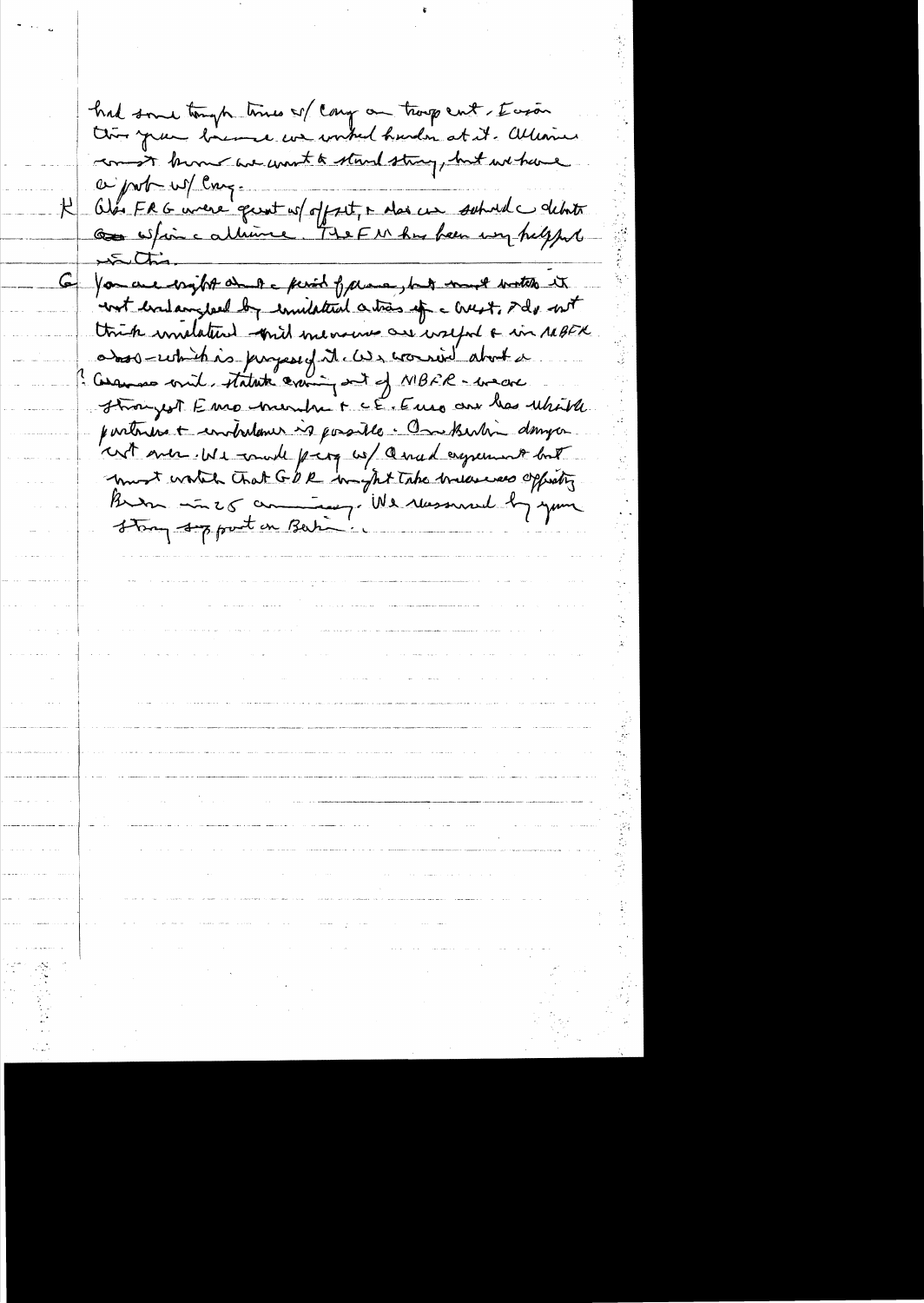had some tough times w/ Cong on troop cut. Even this year because we worked harder at it. Alliance must know we want to stand strong, but we have a prob w/ Cong.

K Also FRG were great w/ offset, & also we should debate ~~on~~ w/in alliance. The FM has been very helpful on this.

G You are right about the period of peace, but must watch it not endangered by unilateral actions of the West. I do not think unilateral mil measures are useful & in MBFR also—which is purpose of it. We worried about a ? Cosmos mil. status coming out of MBFR — we are strongest Euro member & cf. Euro arc has which partners & imbalance is possible. One Berlin danger not over. We made prog w/ Quad agreement but must watch that GDR might take measures affecting Berlin in 25 anniversary. We reassured by your strong support on Berlin.